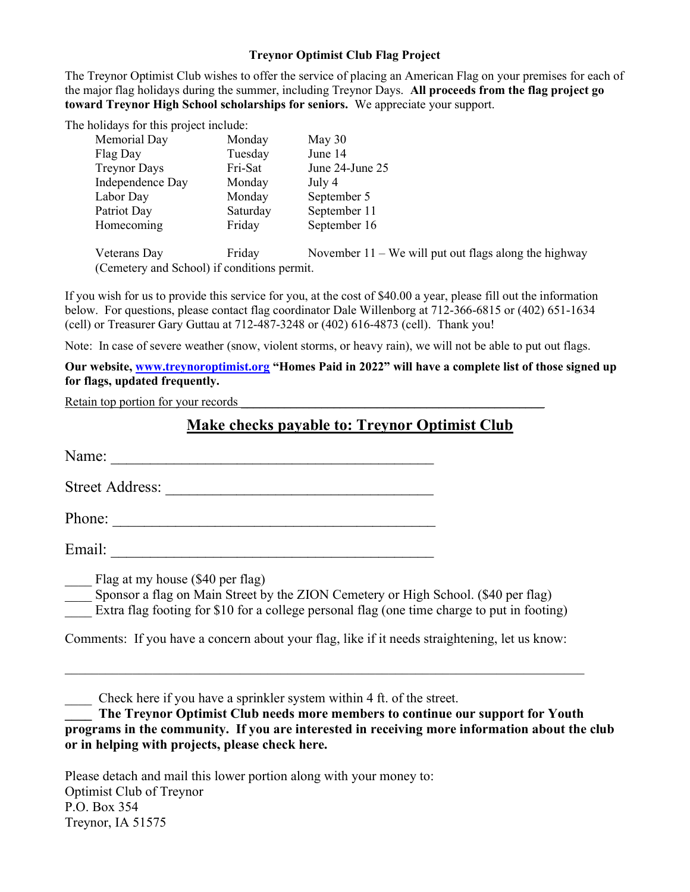**Treynor Optimist Club Flag Project**

The Treynor Optimist Club wishes to offer the service of placing an American Flag on your premises for each of the major flag holidays during the summer, including Treynor Days. **All proceeds from the flag project go toward Treynor High School scholarships for seniors.** We appreciate your support.

The holidays for this project include:

| | | |
|---|---|---|
| Memorial Day | Monday | May 30 |
| Flag Day | Tuesday | June 14 |
| Treynor Days | Fri-Sat | June 24-June 25 |
| Independence Day | Monday | July 4 |
| Labor Day | Monday | September 5 |
| Patriot Day | Saturday | September 11 |
| Homecoming | Friday | September 16 |
| Veterans Day | Friday | November 11 – We will put out flags along the highway (Cemetery and School) if conditions permit. |

If you wish for us to provide this service for you, at the cost of $40.00 a year, please fill out the information below. For questions, please contact flag coordinator Dale Willenborg at 712-366-6815 or (402) 651-1634 (cell) or Treasurer Gary Guttau at 712-487-3248 or (402) 616-4873 (cell). Thank you!

Note: In case of severe weather (snow, violent storms, or heavy rain), we will not be able to put out flags.

**Our website, [www.treynoroptimist.org](http://www.treynoroptimist.org) "Homes Paid in 2022" will have a complete list of those signed up for flags, updated frequently.**

Retain top portion for your records

## Make checks payable to: Treynor Optimist Club

Name: ____________________________________________

Street Address: ____________________________________

Phone: ___________________________________________

Email: ____________________________________________

____ Flag at my house ($40 per flag)
____ Sponsor a flag on Main Street by the ZION Cemetery or High School. ($40 per flag)
____ Extra flag footing for $10 for a college personal flag (one time charge to put in footing)

Comments: If you have a concern about your flag, like if it needs straightening, let us know:

_______________________________________________________________________

____ Check here if you have a sprinkler system within 4 ft. of the street.
**____ The Treynor Optimist Club needs more members to continue our support for Youth programs in the community. If you are interested in receiving more information about the club or in helping with projects, please check here.**

Please detach and mail this lower portion along with your money to:
Optimist Club of Treynor
P.O. Box 354
Treynor, IA 51575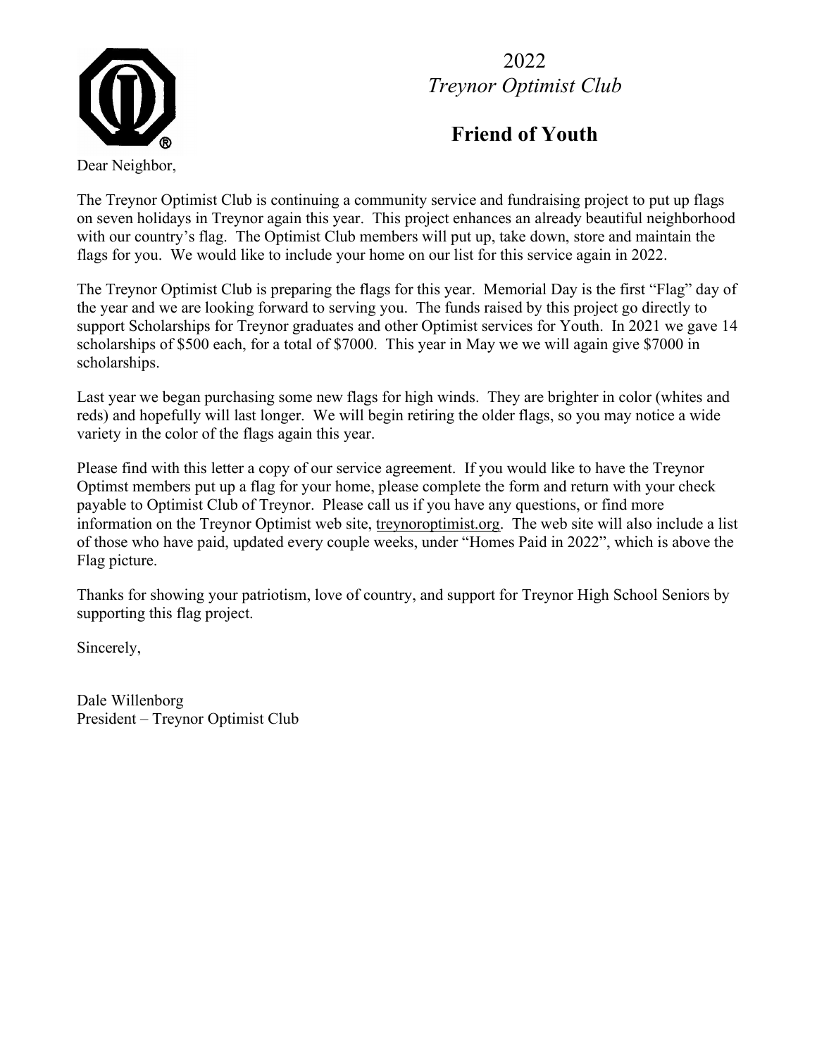2022
*Treynor Optimist Club*

## Friend of Youth

Dear Neighbor,

The Treynor Optimist Club is continuing a community service and fundraising project to put up flags on seven holidays in Treynor again this year. This project enhances an already beautiful neighborhood with our country's flag. The Optimist Club members will put up, take down, store and maintain the flags for you. We would like to include your home on our list for this service again in 2022.

The Treynor Optimist Club is preparing the flags for this year. Memorial Day is the first "Flag" day of the year and we are looking forward to serving you. The funds raised by this project go directly to support Scholarships for Treynor graduates and other Optimist services for Youth. In 2021 we gave 14 scholarships of $500 each, for a total of $7000. This year in May we we will again give $7000 in scholarships.

Last year we began purchasing some new flags for high winds. They are brighter in color (whites and reds) and hopefully will last longer. We will begin retiring the older flags, so you may notice a wide variety in the color of the flags again this year.

Please find with this letter a copy of our service agreement. If you would like to have the Treynor Optimst members put up a flag for your home, please complete the form and return with your check payable to Optimist Club of Treynor. Please call us if you have any questions, or find more information on the Treynor Optimist web site, treynoroptimist.org. The web site will also include a list of those who have paid, updated every couple weeks, under "Homes Paid in 2022", which is above the Flag picture.

Thanks for showing your patriotism, love of country, and support for Treynor High School Seniors by supporting this flag project.

Sincerely,

Dale Willenborg
President – Treynor Optimist Club